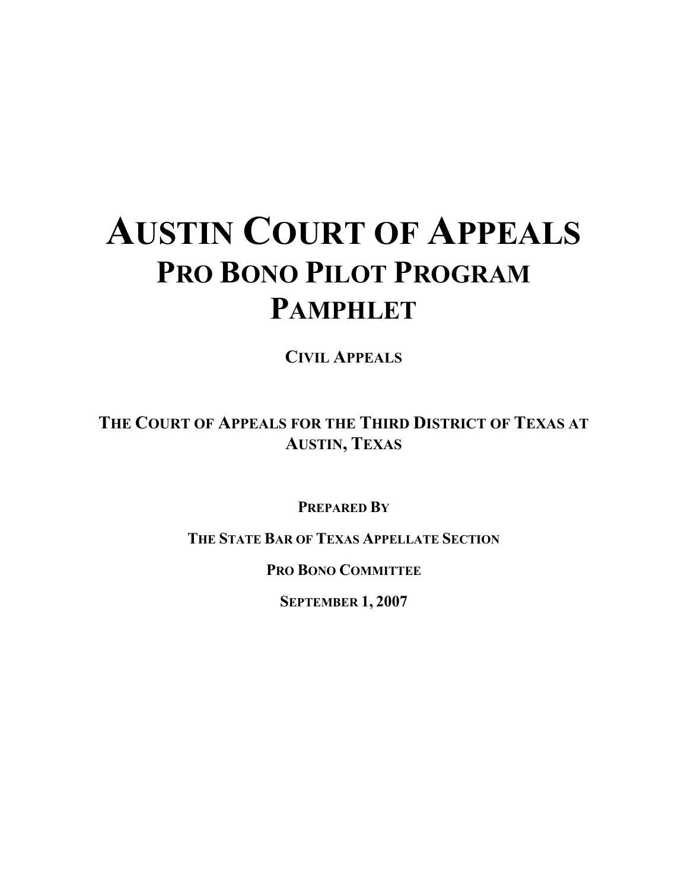# AUSTIN COURT OF APPEALS
## PRO BONO PILOT PROGRAM PAMPHLET

**CIVIL APPEALS**

**THE COURT OF APPEALS FOR THE THIRD DISTRICT OF TEXAS AT AUSTIN, TEXAS**

**PREPARED BY**

**THE STATE BAR OF TEXAS APPELLATE SECTION**

**PRO BONO COMMITTEE**

**SEPTEMBER 1, 2007**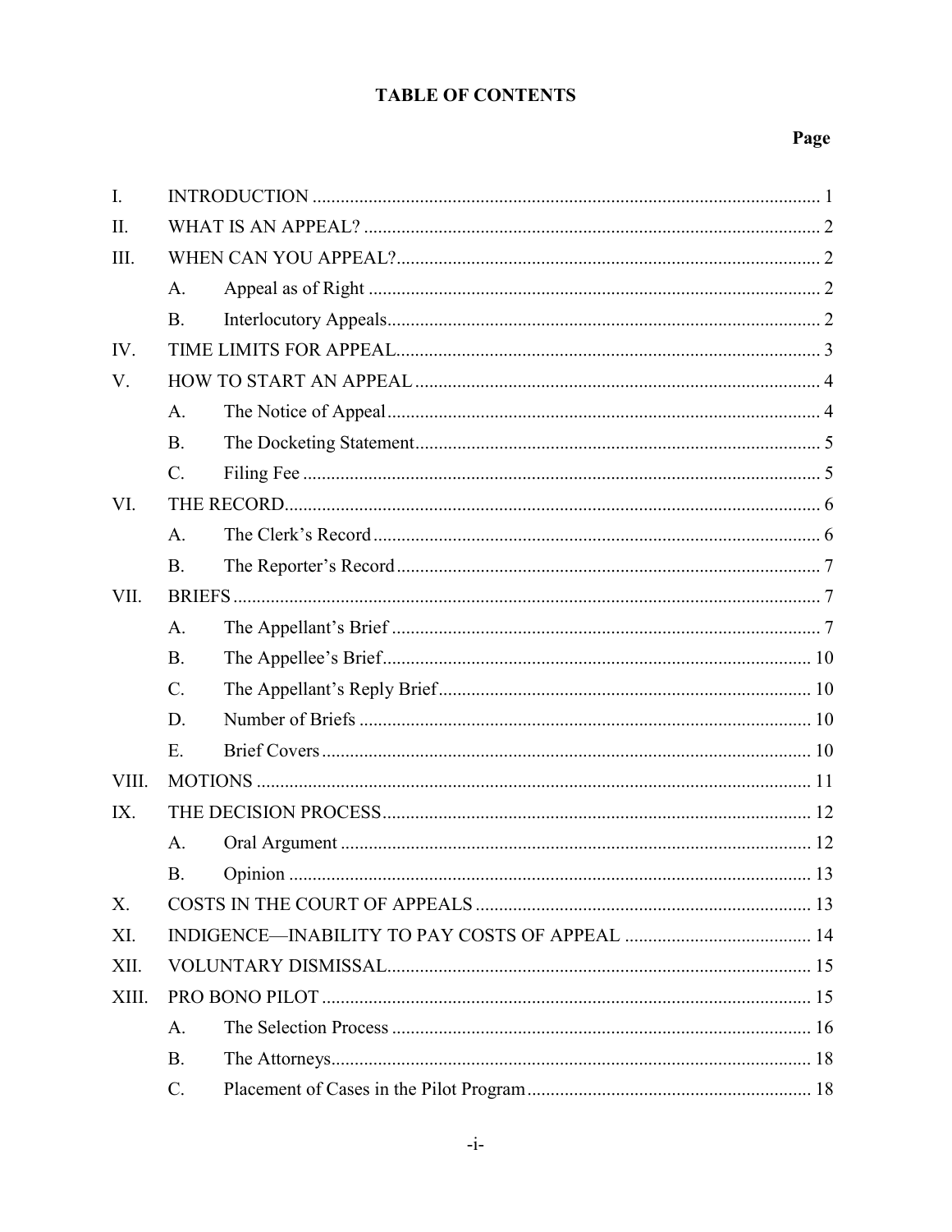# TABLE OF CONTENTS

| | | Page |
|---|---|---|
| I. | INTRODUCTION | 1 |
| II. | WHAT IS AN APPEAL? | 2 |
| III. | WHEN CAN YOU APPEAL? | 2 |
| | A. Appeal as of Right | 2 |
| | B. Interlocutory Appeals | 2 |
| IV. | TIME LIMITS FOR APPEAL | 3 |
| V. | HOW TO START AN APPEAL | 4 |
| | A. The Notice of Appeal | 4 |
| | B. The Docketing Statement | 5 |
| | C. Filing Fee | 5 |
| VI. | THE RECORD | 6 |
| | A. The Clerk's Record | 6 |
| | B. The Reporter's Record | 7 |
| VII. | BRIEFS | 7 |
| | A. The Appellant's Brief | 7 |
| | B. The Appellee's Brief | 10 |
| | C. The Appellant's Reply Brief | 10 |
| | D. Number of Briefs | 10 |
| | E. Brief Covers | 10 |
| VIII. | MOTIONS | 11 |
| IX. | THE DECISION PROCESS | 12 |
| | A. Oral Argument | 12 |
| | B. Opinion | 13 |
| X. | COSTS IN THE COURT OF APPEALS | 13 |
| XI. | INDIGENCE—INABILITY TO PAY COSTS OF APPEAL | 14 |
| XII. | VOLUNTARY DISMISSAL | 15 |
| XIII. | PRO BONO PILOT | 15 |
| | A. The Selection Process | 16 |
| | B. The Attorneys | 18 |
| | C. Placement of Cases in the Pilot Program | 18 |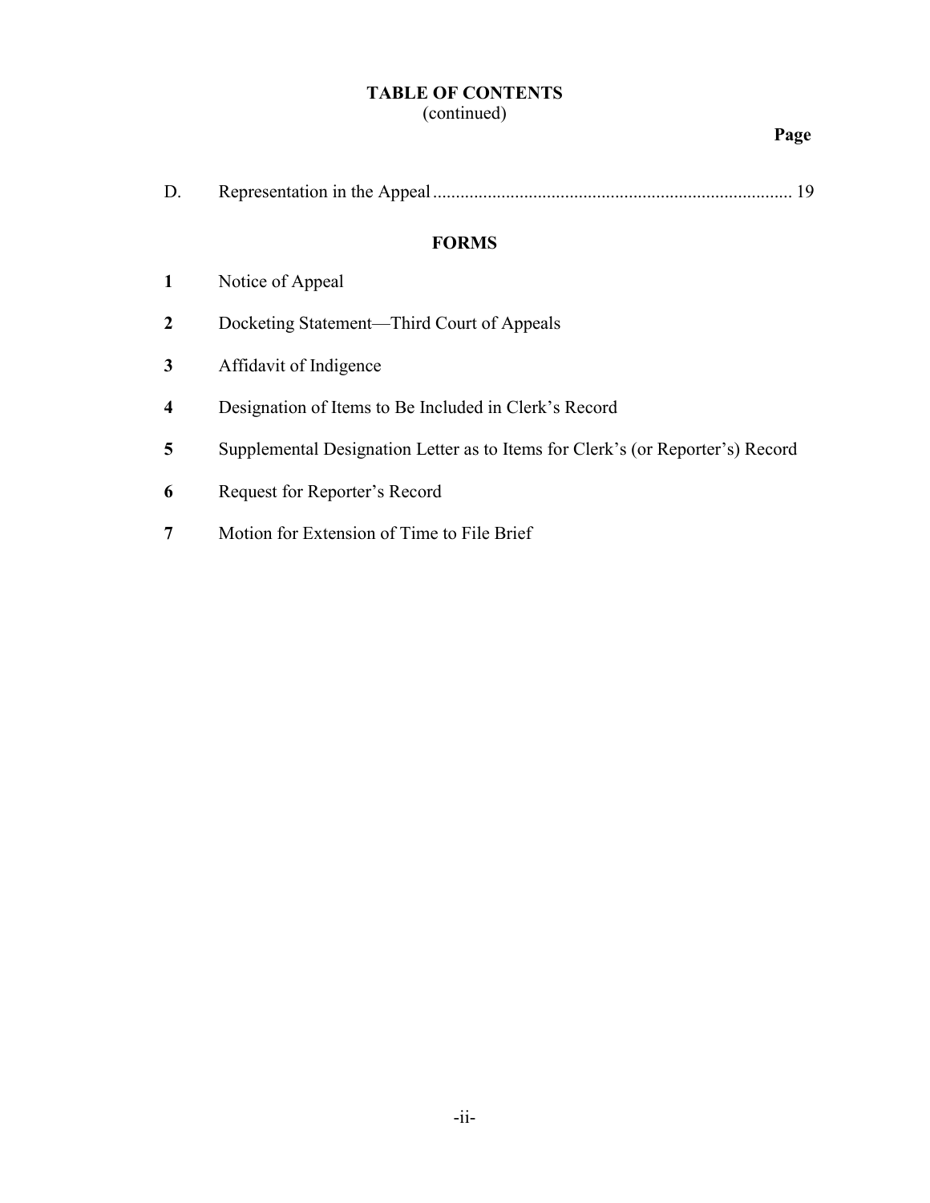# TABLE OF CONTENTS
(continued)

**Page**

D. Representation in the Appeal .......... 19

## FORMS

**1** Notice of Appeal

**2** Docketing Statement—Third Court of Appeals

**3** Affidavit of Indigence

**4** Designation of Items to Be Included in Clerk's Record

**5** Supplemental Designation Letter as to Items for Clerk's (or Reporter's) Record

**6** Request for Reporter's Record

**7** Motion for Extension of Time to File Brief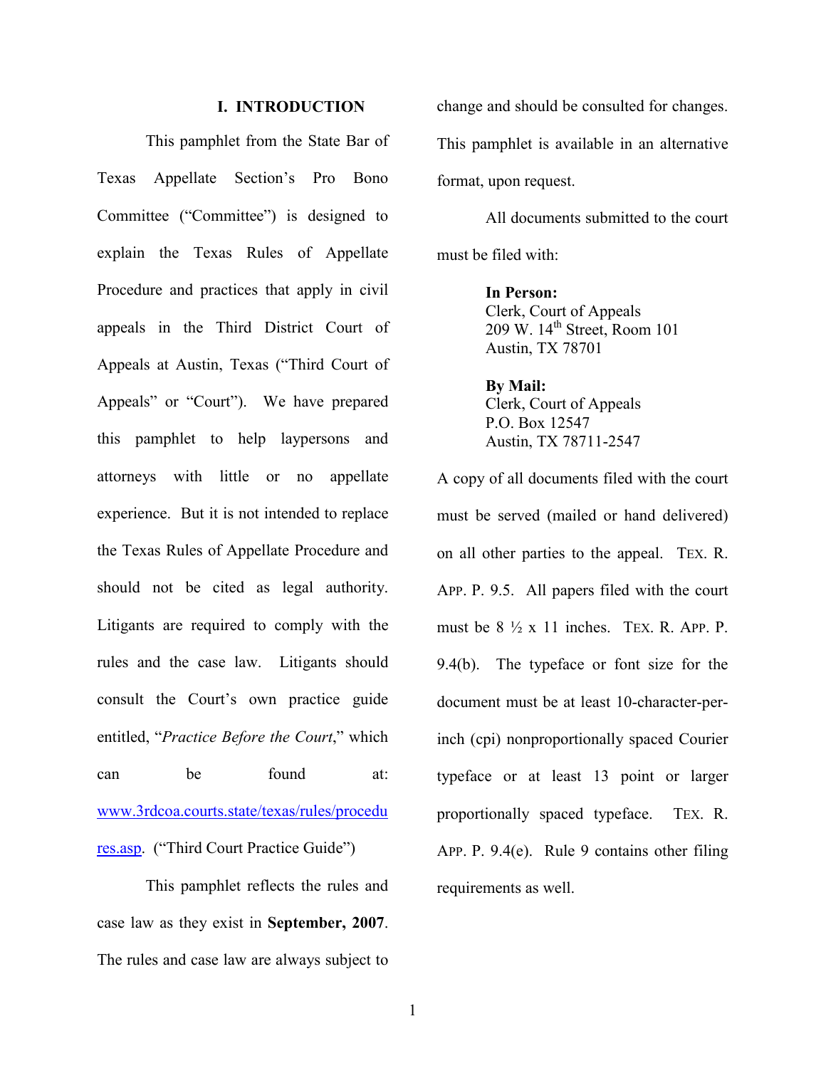## I. INTRODUCTION

This pamphlet from the State Bar of Texas Appellate Section's Pro Bono Committee ("Committee") is designed to explain the Texas Rules of Appellate Procedure and practices that apply in civil appeals in the Third District Court of Appeals at Austin, Texas ("Third Court of Appeals" or "Court"). We have prepared this pamphlet to help laypersons and attorneys with little or no appellate experience. But it is not intended to replace the Texas Rules of Appellate Procedure and should not be cited as legal authority. Litigants are required to comply with the rules and the case law. Litigants should consult the Court's own practice guide entitled, "*Practice Before the Court*," which can be found at: [www.3rdcoa.courts.state/texas/rules/procedures.asp](www.3rdcoa.courts.state/texas/rules/procedures.asp). ("Third Court Practice Guide")

This pamphlet reflects the rules and case law as they exist in **September, 2007**. The rules and case law are always subject to change and should be consulted for changes. This pamphlet is available in an alternative format, upon request.

All documents submitted to the court must be filed with:

> **In Person:**
> Clerk, Court of Appeals
> 209 W. 14th Street, Room 101
> Austin, TX 78701
>
> **By Mail:**
> Clerk, Court of Appeals
> P.O. Box 12547
> Austin, TX 78711-2547

A copy of all documents filed with the court must be served (mailed or hand delivered) on all other parties to the appeal. TEX. R. APP. P. 9.5. All papers filed with the court must be 8 ½ x 11 inches. TEX. R. APP. P. 9.4(b). The typeface or font size for the document must be at least 10-character-per-inch (cpi) nonproportionally spaced Courier typeface or at least 13 point or larger proportionally spaced typeface. TEX. R. APP. P. 9.4(e). Rule 9 contains other filing requirements as well.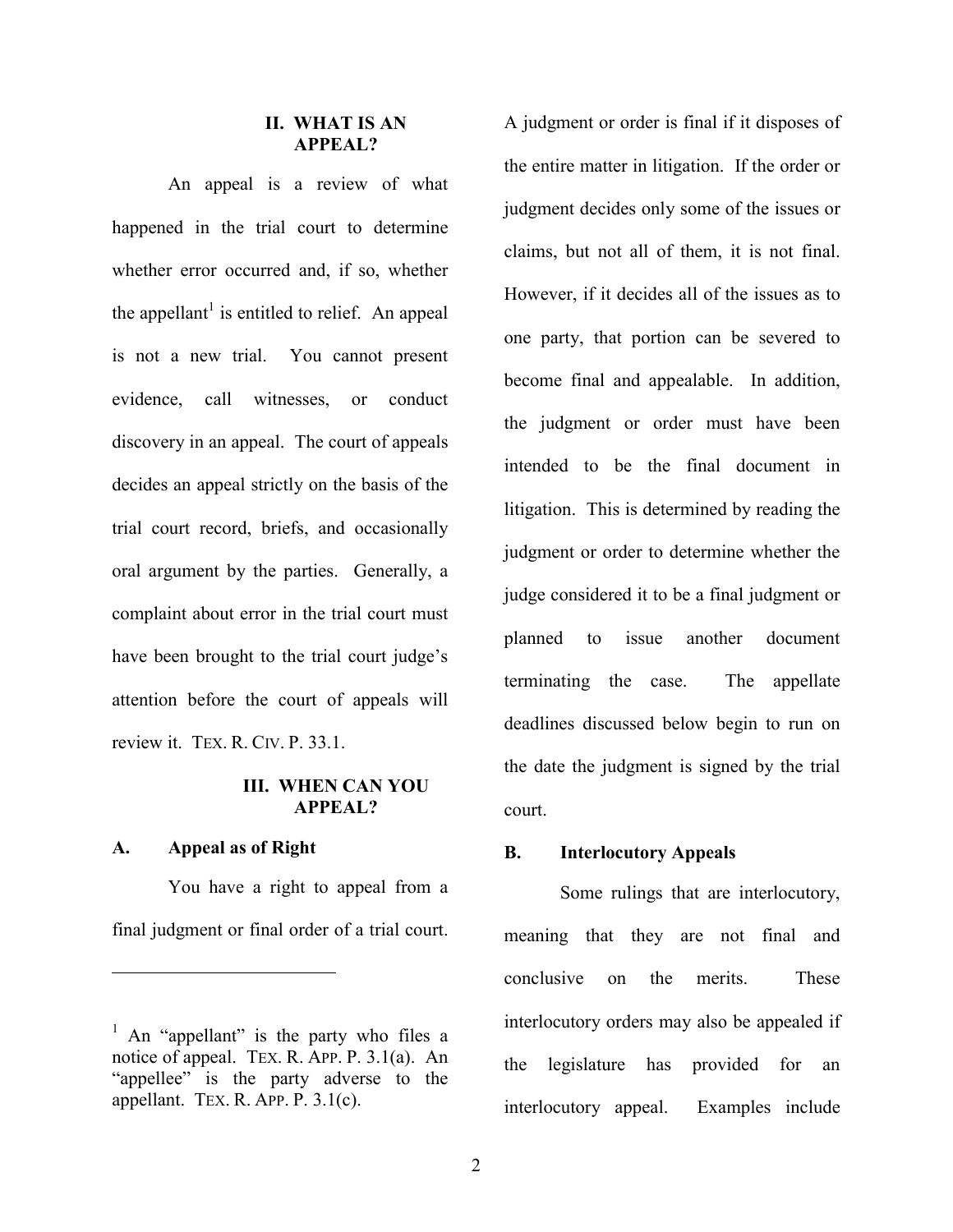## II. WHAT IS AN APPEAL?

An appeal is a review of what happened in the trial court to determine whether error occurred and, if so, whether the appellant[1] is entitled to relief. An appeal is not a new trial. You cannot present evidence, call witnesses, or conduct discovery in an appeal. The court of appeals decides an appeal strictly on the basis of the trial court record, briefs, and occasionally oral argument by the parties. Generally, a complaint about error in the trial court must have been brought to the trial court judge's attention before the court of appeals will review it. TEX. R. CIV. P. 33.1.

## III. WHEN CAN YOU APPEAL?

### A. Appeal as of Right

You have a right to appeal from a final judgment or final order of a trial court. A judgment or order is final if it disposes of the entire matter in litigation. If the order or judgment decides only some of the issues or claims, but not all of them, it is not final. However, if it decides all of the issues as to one party, that portion can be severed to become final and appealable. In addition, the judgment or order must have been intended to be the final document in litigation. This is determined by reading the judgment or order to determine whether the judge considered it to be a final judgment or planned to issue another document terminating the case. The appellate deadlines discussed below begin to run on the date the judgment is signed by the trial court.

### B. Interlocutory Appeals

Some rulings that are interlocutory, meaning that they are not final and conclusive on the merits. These interlocutory orders may also be appealed if the legislature has provided for an interlocutory appeal. Examples include

---

[1] An "appellant" is the party who files a notice of appeal. TEX. R. APP. P. 3.1(a). An "appellee" is the party adverse to the appellant. TEX. R. APP. P. 3.1(c).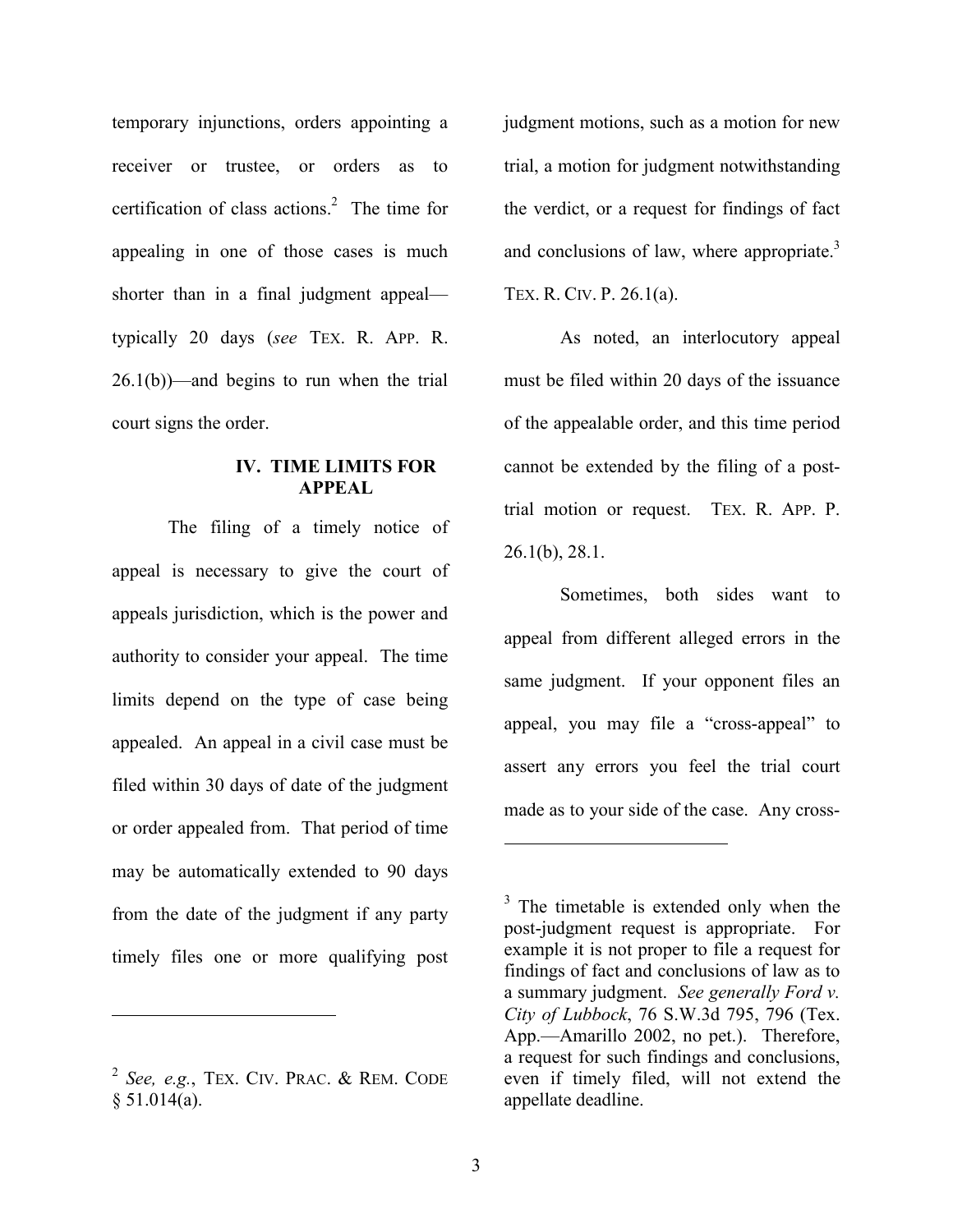temporary injunctions, orders appointing a receiver or trustee, or orders as to certification of class actions.[2] The time for appealing in one of those cases is much shorter than in a final judgment appeal—typically 20 days (*see* TEX. R. APP. R. 26.1(b))—and begins to run when the trial court signs the order.

## IV. TIME LIMITS FOR APPEAL

The filing of a timely notice of appeal is necessary to give the court of appeals jurisdiction, which is the power and authority to consider your appeal. The time limits depend on the type of case being appealed. An appeal in a civil case must be filed within 30 days of date of the judgment or order appealed from. That period of time may be automatically extended to 90 days from the date of the judgment if any party timely files one or more qualifying post judgment motions, such as a motion for new trial, a motion for judgment notwithstanding the verdict, or a request for findings of fact and conclusions of law, where appropriate.[3] TEX. R. CIV. P. 26.1(a).

As noted, an interlocutory appeal must be filed within 20 days of the issuance of the appealable order, and this time period cannot be extended by the filing of a post-trial motion or request. TEX. R. APP. P. 26.1(b), 28.1.

Sometimes, both sides want to appeal from different alleged errors in the same judgment. If your opponent files an appeal, you may file a "cross-appeal" to assert any errors you feel the trial court made as to your side of the case. Any cross-

---

[2] *See, e.g.*, TEX. CIV. PRAC. & REM. CODE § 51.014(a).

[3] The timetable is extended only when the post-judgment request is appropriate. For example it is not proper to file a request for findings of fact and conclusions of law as to a summary judgment. *See generally Ford v. City of Lubbock*, 76 S.W.3d 795, 796 (Tex. App.—Amarillo 2002, no pet.). Therefore, a request for such findings and conclusions, even if timely filed, will not extend the appellate deadline.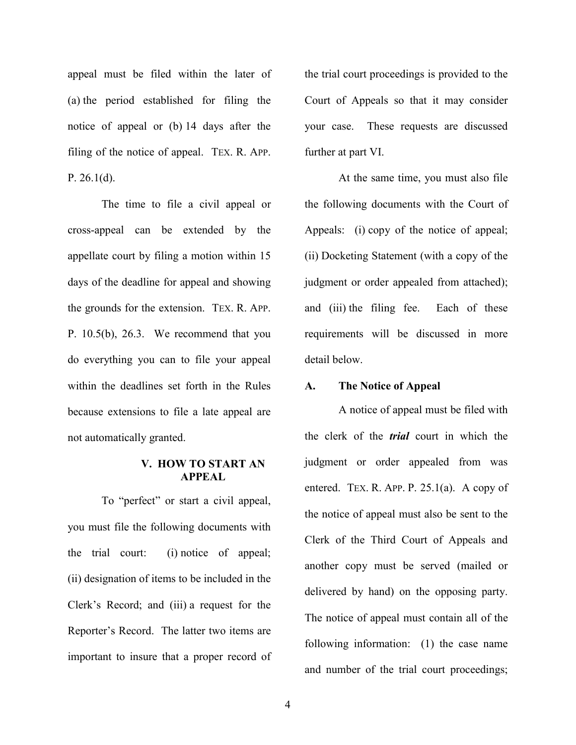appeal must be filed within the later of (a) the period established for filing the notice of appeal or (b) 14 days after the filing of the notice of appeal. TEX. R. APP. P. 26.1(d).

The time to file a civil appeal or cross-appeal can be extended by the appellate court by filing a motion within 15 days of the deadline for appeal and showing the grounds for the extension. TEX. R. APP. P. 10.5(b), 26.3. We recommend that you do everything you can to file your appeal within the deadlines set forth in the Rules because extensions to file a late appeal are not automatically granted.

## V. HOW TO START AN APPEAL

To "perfect" or start a civil appeal, you must file the following documents with the trial court: (i) notice of appeal; (ii) designation of items to be included in the Clerk's Record; and (iii) a request for the Reporter's Record. The latter two items are important to insure that a proper record of the trial court proceedings is provided to the Court of Appeals so that it may consider your case. These requests are discussed further at part VI.

At the same time, you must also file the following documents with the Court of Appeals: (i) copy of the notice of appeal; (ii) Docketing Statement (with a copy of the judgment or order appealed from attached); and (iii) the filing fee. Each of these requirements will be discussed in more detail below.

### A. The Notice of Appeal

A notice of appeal must be filed with the clerk of the ***trial*** court in which the judgment or order appealed from was entered. TEX. R. APP. P. 25.1(a). A copy of the notice of appeal must also be sent to the Clerk of the Third Court of Appeals and another copy must be served (mailed or delivered by hand) on the opposing party. The notice of appeal must contain all of the following information: (1) the case name and number of the trial court proceedings;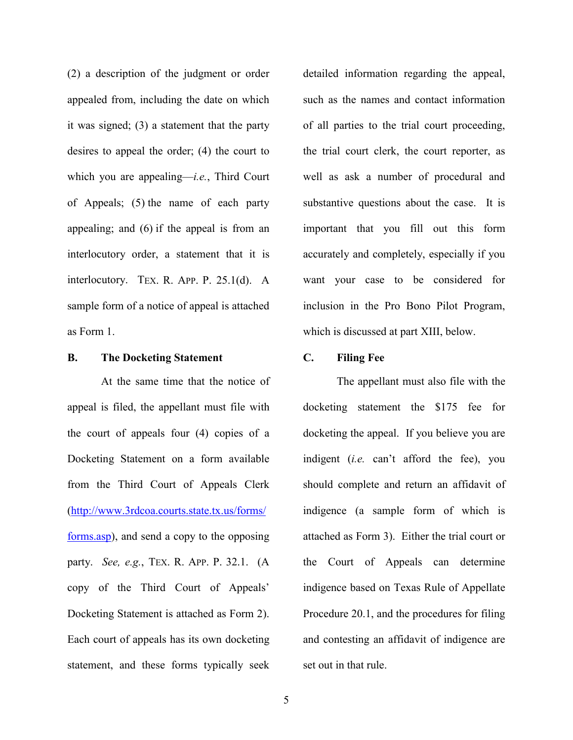(2) a description of the judgment or order appealed from, including the date on which it was signed; (3) a statement that the party desires to appeal the order; (4) the court to which you are appealing—*i.e.*, Third Court of Appeals; (5) the name of each party appealing; and (6) if the appeal is from an interlocutory order, a statement that it is interlocutory. TEX. R. APP. P. 25.1(d). A sample form of a notice of appeal is attached as Form 1.

**B. The Docketing Statement**

At the same time that the notice of appeal is filed, the appellant must file with the court of appeals four (4) copies of a Docketing Statement on a form available from the Third Court of Appeals Clerk (http://www.3rdcoa.courts.state.tx.us/forms/forms.asp), and send a copy to the opposing party. *See, e.g.*, TEX. R. APP. P. 32.1. (A copy of the Third Court of Appeals' Docketing Statement is attached as Form 2). Each court of appeals has its own docketing statement, and these forms typically seek detailed information regarding the appeal, such as the names and contact information of all parties to the trial court proceeding, the trial court clerk, the court reporter, as well as ask a number of procedural and substantive questions about the case. It is important that you fill out this form accurately and completely, especially if you want your case to be considered for inclusion in the Pro Bono Pilot Program, which is discussed at part XIII, below.

**C. Filing Fee**

The appellant must also file with the docketing statement the $175 fee for docketing the appeal. If you believe you are indigent (*i.e.* can't afford the fee), you should complete and return an affidavit of indigence (a sample form of which is attached as Form 3). Either the trial court or the Court of Appeals can determine indigence based on Texas Rule of Appellate Procedure 20.1, and the procedures for filing and contesting an affidavit of indigence are set out in that rule.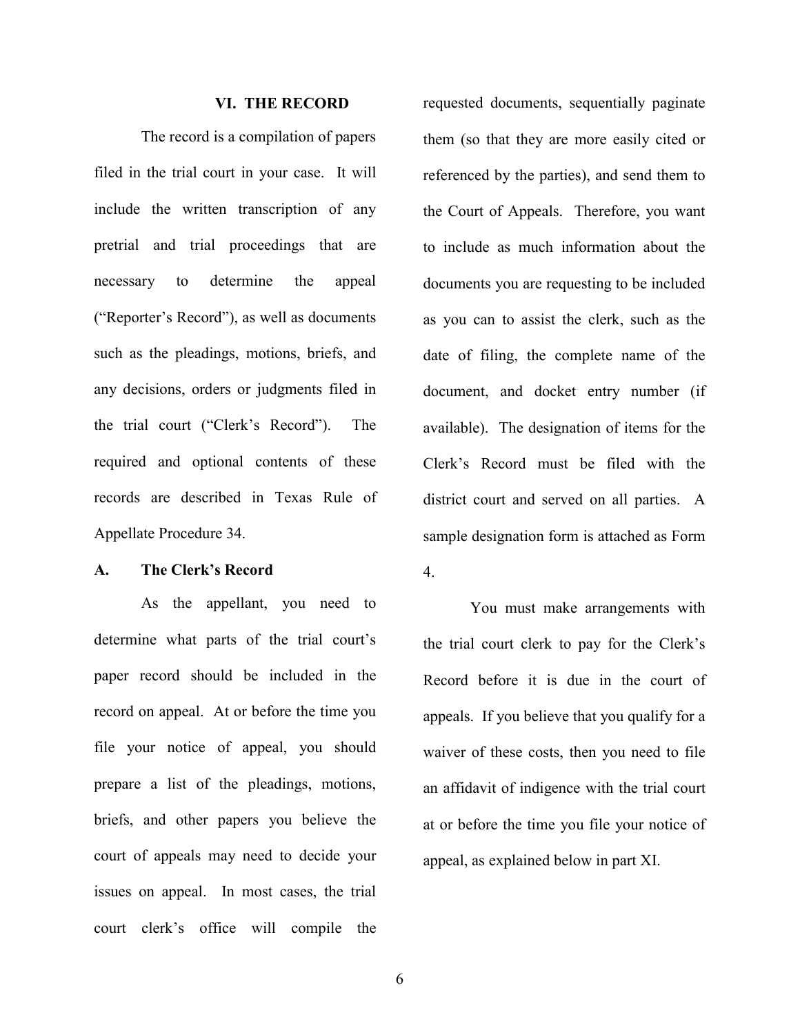## VI. THE RECORD

The record is a compilation of papers filed in the trial court in your case. It will include the written transcription of any pretrial and trial proceedings that are necessary to determine the appeal ("Reporter's Record"), as well as documents such as the pleadings, motions, briefs, and any decisions, orders or judgments filed in the trial court ("Clerk's Record"). The required and optional contents of these records are described in Texas Rule of Appellate Procedure 34.

### A. The Clerk's Record

As the appellant, you need to determine what parts of the trial court's paper record should be included in the record on appeal. At or before the time you file your notice of appeal, you should prepare a list of the pleadings, motions, briefs, and other papers you believe the court of appeals may need to decide your issues on appeal. In most cases, the trial court clerk's office will compile the requested documents, sequentially paginate them (so that they are more easily cited or referenced by the parties), and send them to the Court of Appeals. Therefore, you want to include as much information about the documents you are requesting to be included as you can to assist the clerk, such as the date of filing, the complete name of the document, and docket entry number (if available). The designation of items for the Clerk's Record must be filed with the district court and served on all parties. A sample designation form is attached as Form 4.

You must make arrangements with the trial court clerk to pay for the Clerk's Record before it is due in the court of appeals. If you believe that you qualify for a waiver of these costs, then you need to file an affidavit of indigence with the trial court at or before the time you file your notice of appeal, as explained below in part XI.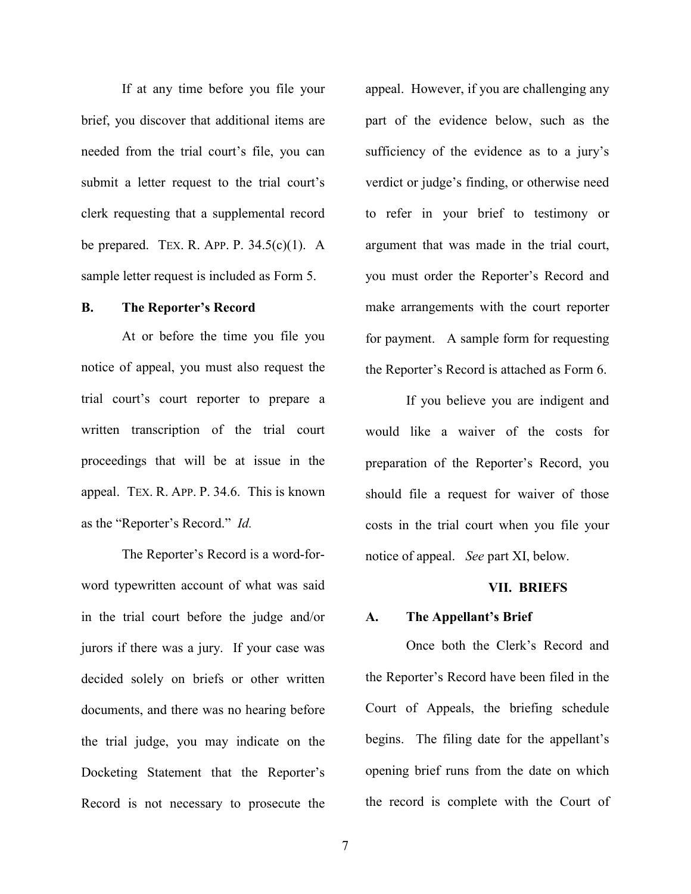If at any time before you file your brief, you discover that additional items are needed from the trial court's file, you can submit a letter request to the trial court's clerk requesting that a supplemental record be prepared. TEX. R. APP. P. 34.5(c)(1). A sample letter request is included as Form 5.

### B. The Reporter's Record

At or before the time you file you notice of appeal, you must also request the trial court's court reporter to prepare a written transcription of the trial court proceedings that will be at issue in the appeal. TEX. R. APP. P. 34.6. This is known as the "Reporter's Record." *Id.*

The Reporter's Record is a word-for-word typewritten account of what was said in the trial court before the judge and/or jurors if there was a jury. If your case was decided solely on briefs or other written documents, and there was no hearing before the trial judge, you may indicate on the Docketing Statement that the Reporter's Record is not necessary to prosecute the appeal. However, if you are challenging any part of the evidence below, such as the sufficiency of the evidence as to a jury's verdict or judge's finding, or otherwise need to refer in your brief to testimony or argument that was made in the trial court, you must order the Reporter's Record and make arrangements with the court reporter for payment. A sample form for requesting the Reporter's Record is attached as Form 6.

If you believe you are indigent and would like a waiver of the costs for preparation of the Reporter's Record, you should file a request for waiver of those costs in the trial court when you file your notice of appeal. *See* part XI, below.

## VII. BRIEFS

### A. The Appellant's Brief

Once both the Clerk's Record and the Reporter's Record have been filed in the Court of Appeals, the briefing schedule begins. The filing date for the appellant's opening brief runs from the date on which the record is complete with the Court of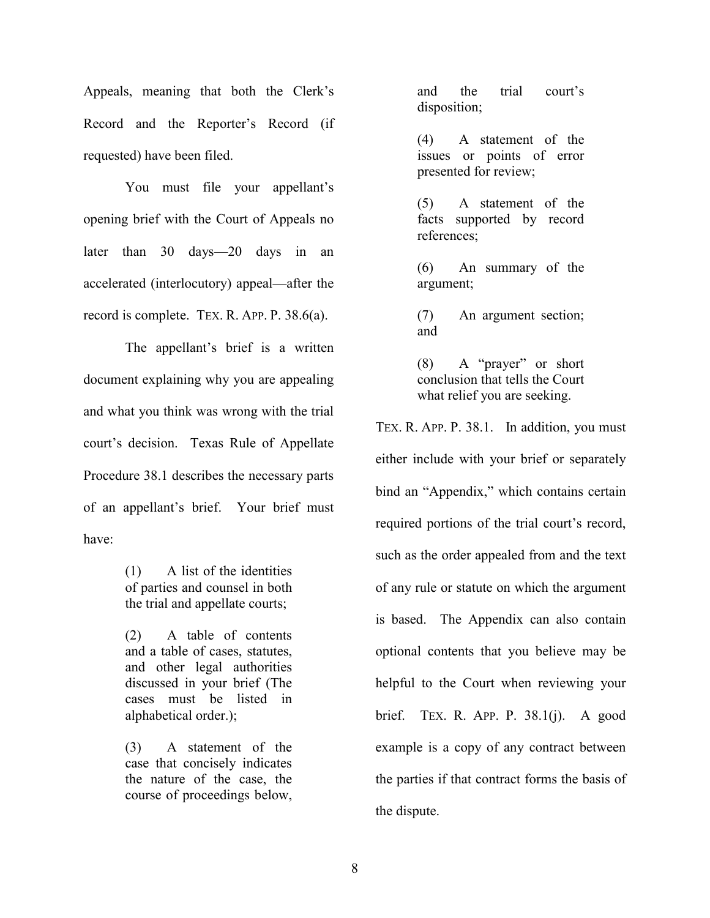Appeals, meaning that both the Clerk's Record and the Reporter's Record (if requested) have been filed.

You must file your appellant's opening brief with the Court of Appeals no later than 30 days—20 days in an accelerated (interlocutory) appeal—after the record is complete. TEX. R. APP. P. 38.6(a).

The appellant's brief is a written document explaining why you are appealing and what you think was wrong with the trial court's decision. Texas Rule of Appellate Procedure 38.1 describes the necessary parts of an appellant's brief. Your brief must have:

> (1) A list of the identities of parties and counsel in both the trial and appellate courts;
>
> (2) A table of contents and a table of cases, statutes, and other legal authorities discussed in your brief (The cases must be listed in alphabetical order.);
>
> (3) A statement of the case that concisely indicates the nature of the case, the course of proceedings below, and the trial court's disposition;
>
> (4) A statement of the issues or points of error presented for review;
>
> (5) A statement of the facts supported by record references;
>
> (6) An summary of the argument;
>
> (7) An argument section; and
>
> (8) A "prayer" or short conclusion that tells the Court what relief you are seeking.

TEX. R. APP. P. 38.1. In addition, you must either include with your brief or separately bind an "Appendix," which contains certain required portions of the trial court's record, such as the order appealed from and the text of any rule or statute on which the argument is based. The Appendix can also contain optional contents that you believe may be helpful to the Court when reviewing your brief. TEX. R. APP. P. 38.1(j). A good example is a copy of any contract between the parties if that contract forms the basis of the dispute.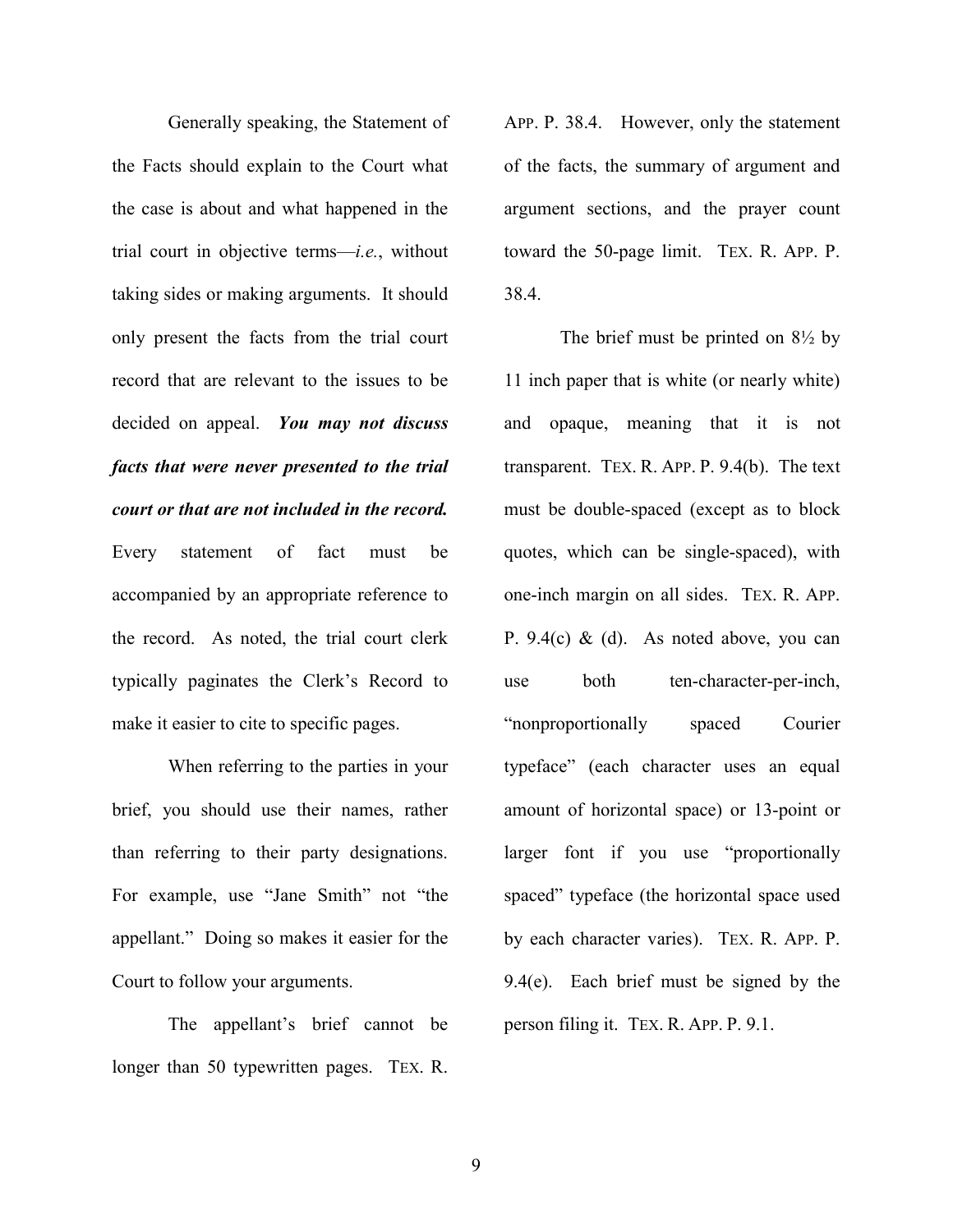Generally speaking, the Statement of the Facts should explain to the Court what the case is about and what happened in the trial court in objective terms—*i.e.*, without taking sides or making arguments. It should only present the facts from the trial court record that are relevant to the issues to be decided on appeal. ***You may not discuss facts that were never presented to the trial court or that are not included in the record.*** Every statement of fact must be accompanied by an appropriate reference to the record. As noted, the trial court clerk typically paginates the Clerk's Record to make it easier to cite to specific pages.

When referring to the parties in your brief, you should use their names, rather than referring to their party designations. For example, use "Jane Smith" not "the appellant." Doing so makes it easier for the Court to follow your arguments.

The appellant's brief cannot be longer than 50 typewritten pages. TEX. R. APP. P. 38.4. However, only the statement of the facts, the summary of argument and argument sections, and the prayer count toward the 50-page limit. TEX. R. APP. P. 38.4.

The brief must be printed on 8½ by 11 inch paper that is white (or nearly white) and opaque, meaning that it is not transparent. TEX. R. APP. P. 9.4(b). The text must be double-spaced (except as to block quotes, which can be single-spaced), with one-inch margin on all sides. TEX. R. APP. P. 9.4(c) & (d). As noted above, you can use both ten-character-per-inch, "nonproportionally spaced Courier typeface" (each character uses an equal amount of horizontal space) or 13-point or larger font if you use "proportionally spaced" typeface (the horizontal space used by each character varies). TEX. R. APP. P. 9.4(e). Each brief must be signed by the person filing it. TEX. R. APP. P. 9.1.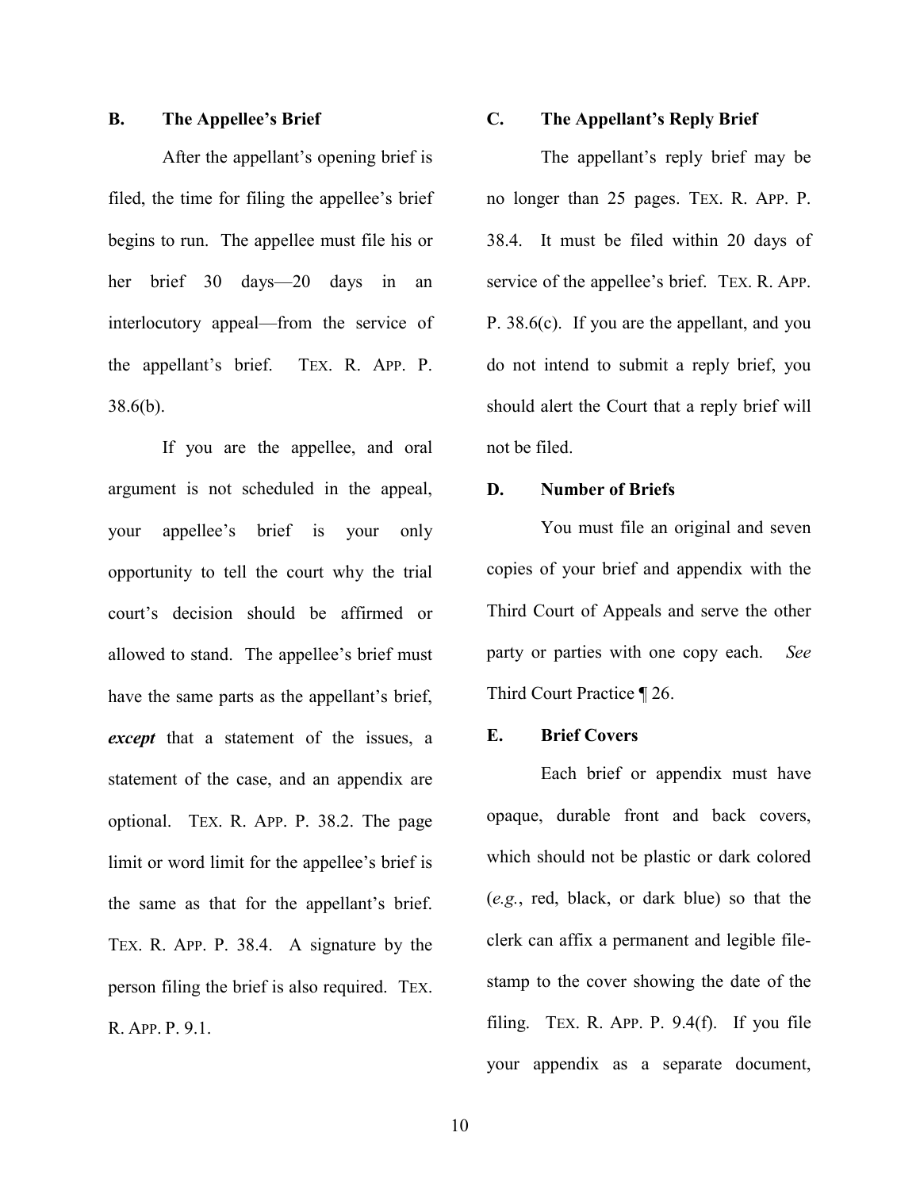### B. The Appellee's Brief

After the appellant's opening brief is filed, the time for filing the appellee's brief begins to run. The appellee must file his or her brief 30 days—20 days in an interlocutory appeal—from the service of the appellant's brief. TEX. R. APP. P. 38.6(b).

If you are the appellee, and oral argument is not scheduled in the appeal, your appellee's brief is your only opportunity to tell the court why the trial court's decision should be affirmed or allowed to stand. The appellee's brief must have the same parts as the appellant's brief, ***except*** that a statement of the issues, a statement of the case, and an appendix are optional. TEX. R. APP. P. 38.2. The page limit or word limit for the appellee's brief is the same as that for the appellant's brief. TEX. R. APP. P. 38.4. A signature by the person filing the brief is also required. TEX. R. APP. P. 9.1.

### C. The Appellant's Reply Brief

The appellant's reply brief may be no longer than 25 pages. TEX. R. APP. P. 38.4. It must be filed within 20 days of service of the appellee's brief. TEX. R. APP. P. 38.6(c). If you are the appellant, and you do not intend to submit a reply brief, you should alert the Court that a reply brief will not be filed.

### D. Number of Briefs

You must file an original and seven copies of your brief and appendix with the Third Court of Appeals and serve the other party or parties with one copy each. *See* Third Court Practice ¶ 26.

### E. Brief Covers

Each brief or appendix must have opaque, durable front and back covers, which should not be plastic or dark colored (*e.g.*, red, black, or dark blue) so that the clerk can affix a permanent and legible file-stamp to the cover showing the date of the filing. TEX. R. APP. P. 9.4(f). If you file your appendix as a separate document,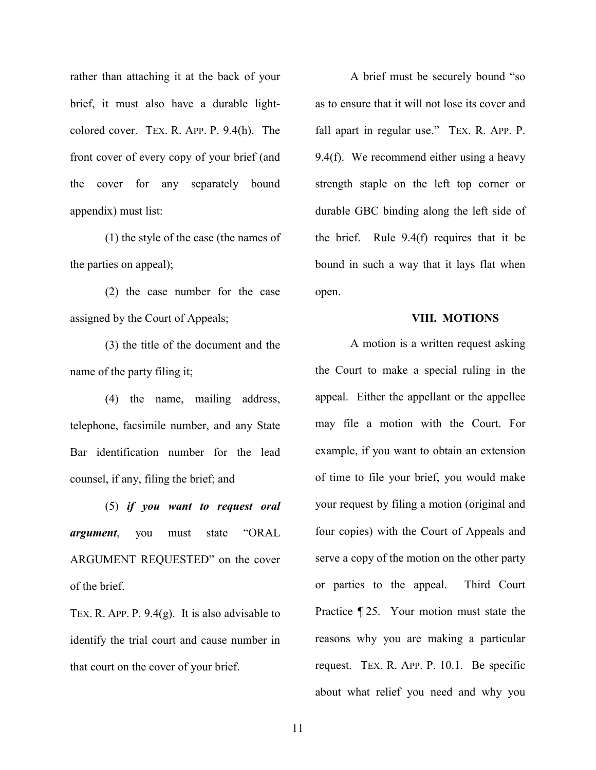rather than attaching it at the back of your brief, it must also have a durable light-colored cover. TEX. R. APP. P. 9.4(h). The front cover of every copy of your brief (and the cover for any separately bound appendix) must list:

(1) the style of the case (the names of the parties on appeal);

(2) the case number for the case assigned by the Court of Appeals;

(3) the title of the document and the name of the party filing it;

(4) the name, mailing address, telephone, facsimile number, and any State Bar identification number for the lead counsel, if any, filing the brief; and

(5) ***if you want to request oral argument***, you must state "ORAL ARGUMENT REQUESTED" on the cover of the brief.

TEX. R. APP. P. 9.4(g). It is also advisable to identify the trial court and cause number in that court on the cover of your brief.

A brief must be securely bound "so as to ensure that it will not lose its cover and fall apart in regular use." TEX. R. APP. P. 9.4(f). We recommend either using a heavy strength staple on the left top corner or durable GBC binding along the left side of the brief. Rule 9.4(f) requires that it be bound in such a way that it lays flat when open.

## VIII. MOTIONS

A motion is a written request asking the Court to make a special ruling in the appeal. Either the appellant or the appellee may file a motion with the Court. For example, if you want to obtain an extension of time to file your brief, you would make your request by filing a motion (original and four copies) with the Court of Appeals and serve a copy of the motion on the other party or parties to the appeal. Third Court Practice ¶ 25. Your motion must state the reasons why you are making a particular request. TEX. R. APP. P. 10.1. Be specific about what relief you need and why you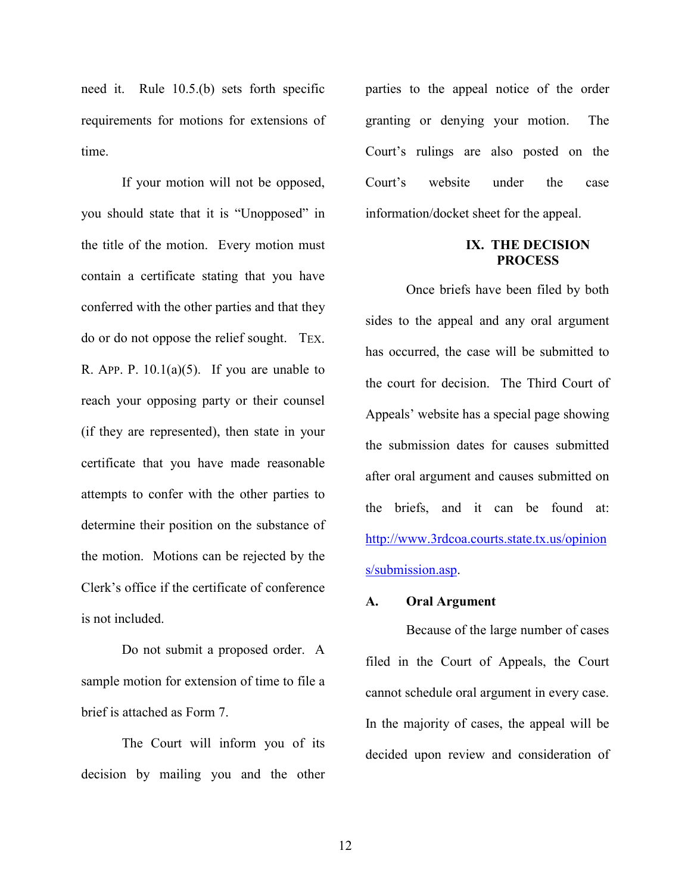need it. Rule 10.5.(b) sets forth specific requirements for motions for extensions of time.

If your motion will not be opposed, you should state that it is "Unopposed" in the title of the motion. Every motion must contain a certificate stating that you have conferred with the other parties and that they do or do not oppose the relief sought. TEX. R. APP. P. 10.1(a)(5). If you are unable to reach your opposing party or their counsel (if they are represented), then state in your certificate that you have made reasonable attempts to confer with the other parties to determine their position on the substance of the motion. Motions can be rejected by the Clerk's office if the certificate of conference is not included.

Do not submit a proposed order. A sample motion for extension of time to file a brief is attached as Form 7.

The Court will inform you of its decision by mailing you and the other parties to the appeal notice of the order granting or denying your motion. The Court's rulings are also posted on the Court's website under the case information/docket sheet for the appeal.

## IX. THE DECISION PROCESS

Once briefs have been filed by both sides to the appeal and any oral argument has occurred, the case will be submitted to the court for decision. The Third Court of Appeals' website has a special page showing the submission dates for causes submitted after oral argument and causes submitted on the briefs, and it can be found at: http://www.3rdcoa.courts.state.tx.us/opinions/submission.asp.

### A. Oral Argument

Because of the large number of cases filed in the Court of Appeals, the Court cannot schedule oral argument in every case. In the majority of cases, the appeal will be decided upon review and consideration of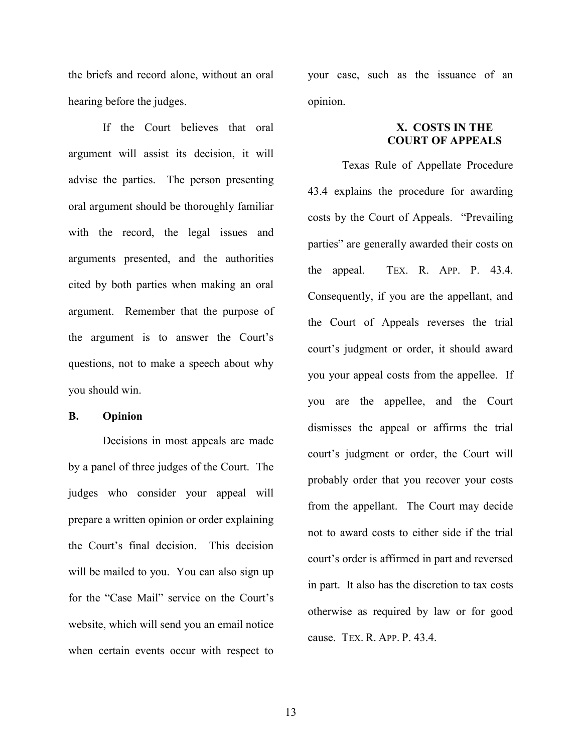the briefs and record alone, without an oral hearing before the judges.

If the Court believes that oral argument will assist its decision, it will advise the parties. The person presenting oral argument should be thoroughly familiar with the record, the legal issues and arguments presented, and the authorities cited by both parties when making an oral argument. Remember that the purpose of the argument is to answer the Court's questions, not to make a speech about why you should win.

### B. Opinion

Decisions in most appeals are made by a panel of three judges of the Court. The judges who consider your appeal will prepare a written opinion or order explaining the Court's final decision. This decision will be mailed to you. You can also sign up for the "Case Mail" service on the Court's website, which will send you an email notice when certain events occur with respect to your case, such as the issuance of an opinion.

## X. COSTS IN THE COURT OF APPEALS

Texas Rule of Appellate Procedure 43.4 explains the procedure for awarding costs by the Court of Appeals. "Prevailing parties" are generally awarded their costs on the appeal. TEX. R. APP. P. 43.4. Consequently, if you are the appellant, and the Court of Appeals reverses the trial court's judgment or order, it should award you your appeal costs from the appellee. If you are the appellee, and the Court dismisses the appeal or affirms the trial court's judgment or order, the Court will probably order that you recover your costs from the appellant. The Court may decide not to award costs to either side if the trial court's order is affirmed in part and reversed in part. It also has the discretion to tax costs otherwise as required by law or for good cause. TEX. R. APP. P. 43.4.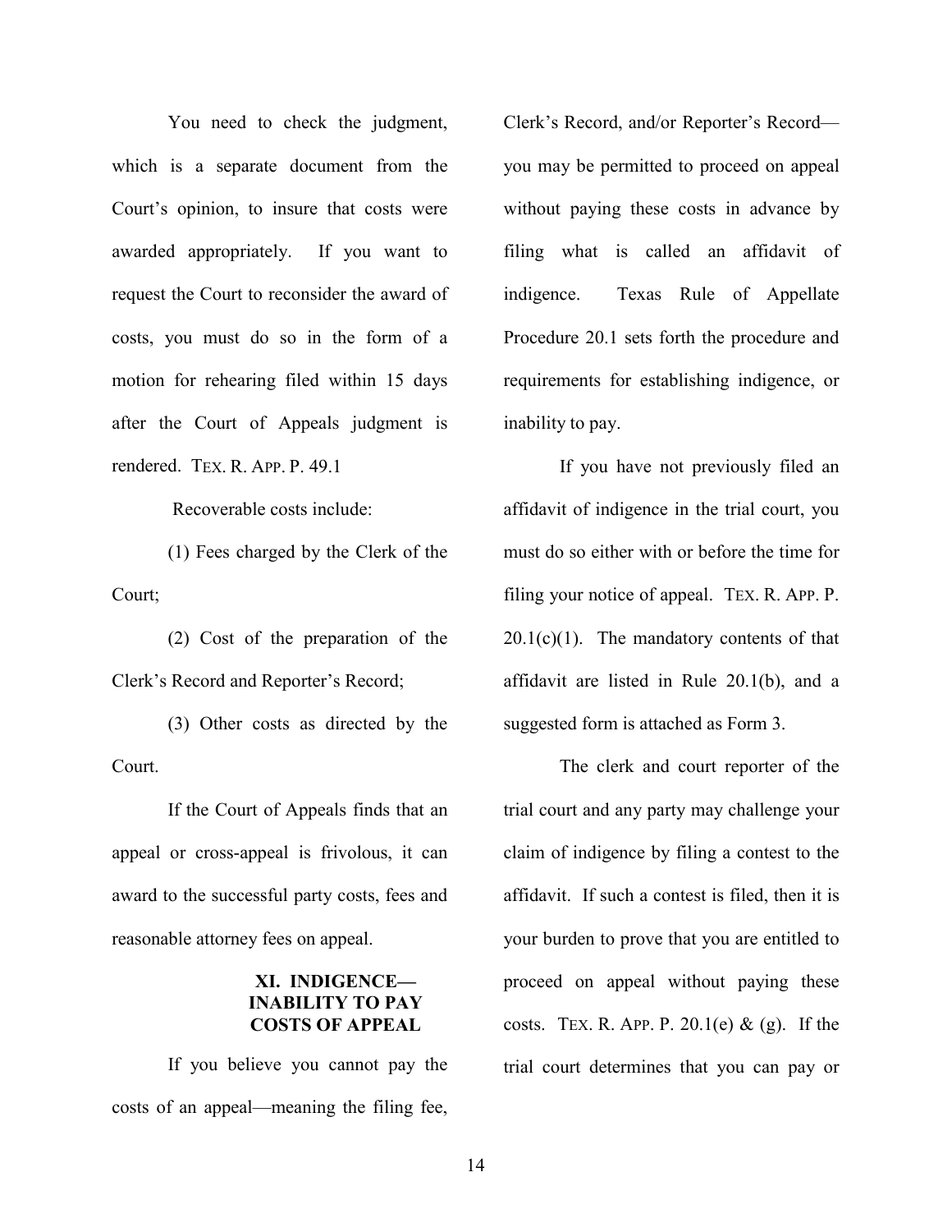You need to check the judgment, which is a separate document from the Court's opinion, to insure that costs were awarded appropriately. If you want to request the Court to reconsider the award of costs, you must do so in the form of a motion for rehearing filed within 15 days after the Court of Appeals judgment is rendered. TEX. R. APP. P. 49.1

Recoverable costs include:

(1) Fees charged by the Clerk of the Court;

(2) Cost of the preparation of the Clerk's Record and Reporter's Record;

(3) Other costs as directed by the Court.

If the Court of Appeals finds that an appeal or cross-appeal is frivolous, it can award to the successful party costs, fees and reasonable attorney fees on appeal.

## XI. INDIGENCE—INABILITY TO PAY COSTS OF APPEAL

If you believe you cannot pay the costs of an appeal—meaning the filing fee, Clerk's Record, and/or Reporter's Record—you may be permitted to proceed on appeal without paying these costs in advance by filing what is called an affidavit of indigence. Texas Rule of Appellate Procedure 20.1 sets forth the procedure and requirements for establishing indigence, or inability to pay.

If you have not previously filed an affidavit of indigence in the trial court, you must do so either with or before the time for filing your notice of appeal. TEX. R. APP. P. 20.1(c)(1). The mandatory contents of that affidavit are listed in Rule 20.1(b), and a suggested form is attached as Form 3.

The clerk and court reporter of the trial court and any party may challenge your claim of indigence by filing a contest to the affidavit. If such a contest is filed, then it is your burden to prove that you are entitled to proceed on appeal without paying these costs. TEX. R. APP. P. 20.1(e) & (g). If the trial court determines that you can pay or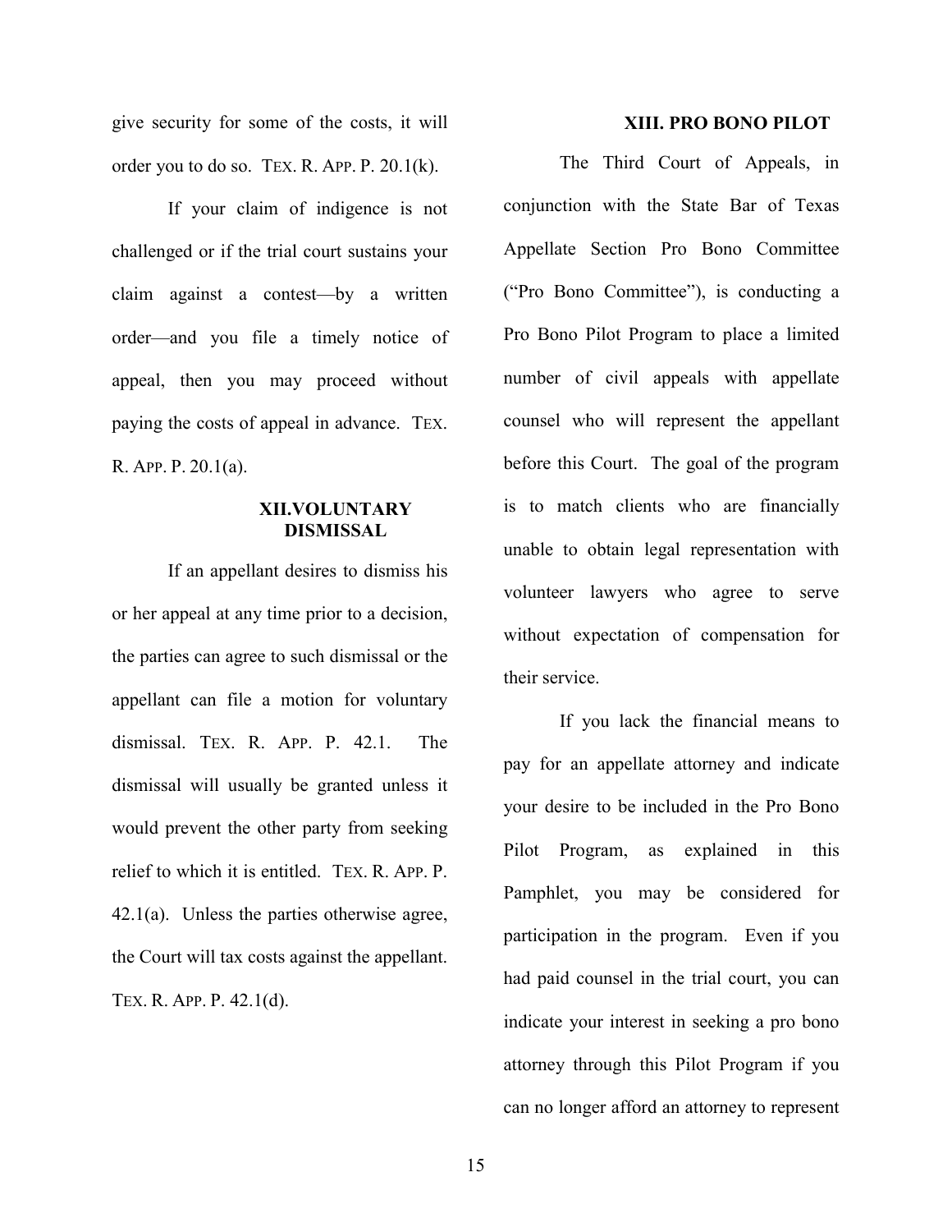give security for some of the costs, it will order you to do so. TEX. R. APP. P. 20.1(k).

If your claim of indigence is not challenged or if the trial court sustains your claim against a contest—by a written order—and you file a timely notice of appeal, then you may proceed without paying the costs of appeal in advance. TEX. R. APP. P. 20.1(a).

## XII. VOLUNTARY DISMISSAL

If an appellant desires to dismiss his or her appeal at any time prior to a decision, the parties can agree to such dismissal or the appellant can file a motion for voluntary dismissal. TEX. R. APP. P. 42.1. The dismissal will usually be granted unless it would prevent the other party from seeking relief to which it is entitled. TEX. R. APP. P. 42.1(a). Unless the parties otherwise agree, the Court will tax costs against the appellant. TEX. R. APP. P. 42.1(d).

## XIII. PRO BONO PILOT

The Third Court of Appeals, in conjunction with the State Bar of Texas Appellate Section Pro Bono Committee ("Pro Bono Committee"), is conducting a Pro Bono Pilot Program to place a limited number of civil appeals with appellate counsel who will represent the appellant before this Court. The goal of the program is to match clients who are financially unable to obtain legal representation with volunteer lawyers who agree to serve without expectation of compensation for their service.

If you lack the financial means to pay for an appellate attorney and indicate your desire to be included in the Pro Bono Pilot Program, as explained in this Pamphlet, you may be considered for participation in the program. Even if you had paid counsel in the trial court, you can indicate your interest in seeking a pro bono attorney through this Pilot Program if you can no longer afford an attorney to represent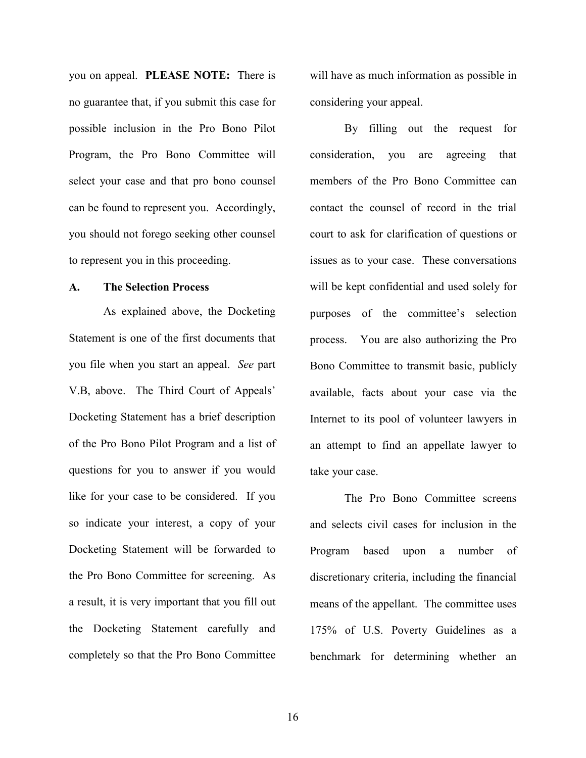you on appeal. **PLEASE NOTE:** There is no guarantee that, if you submit this case for possible inclusion in the Pro Bono Pilot Program, the Pro Bono Committee will select your case and that pro bono counsel can be found to represent you. Accordingly, you should not forego seeking other counsel to represent you in this proceeding.

### A. The Selection Process

As explained above, the Docketing Statement is one of the first documents that you file when you start an appeal. *See* part V.B, above. The Third Court of Appeals' Docketing Statement has a brief description of the Pro Bono Pilot Program and a list of questions for you to answer if you would like for your case to be considered. If you so indicate your interest, a copy of your Docketing Statement will be forwarded to the Pro Bono Committee for screening. As a result, it is very important that you fill out the Docketing Statement carefully and completely so that the Pro Bono Committee will have as much information as possible in considering your appeal.

By filling out the request for consideration, you are agreeing that members of the Pro Bono Committee can contact the counsel of record in the trial court to ask for clarification of questions or issues as to your case. These conversations will be kept confidential and used solely for purposes of the committee's selection process. You are also authorizing the Pro Bono Committee to transmit basic, publicly available, facts about your case via the Internet to its pool of volunteer lawyers in an attempt to find an appellate lawyer to take your case.

The Pro Bono Committee screens and selects civil cases for inclusion in the Program based upon a number of discretionary criteria, including the financial means of the appellant. The committee uses 175% of U.S. Poverty Guidelines as a benchmark for determining whether an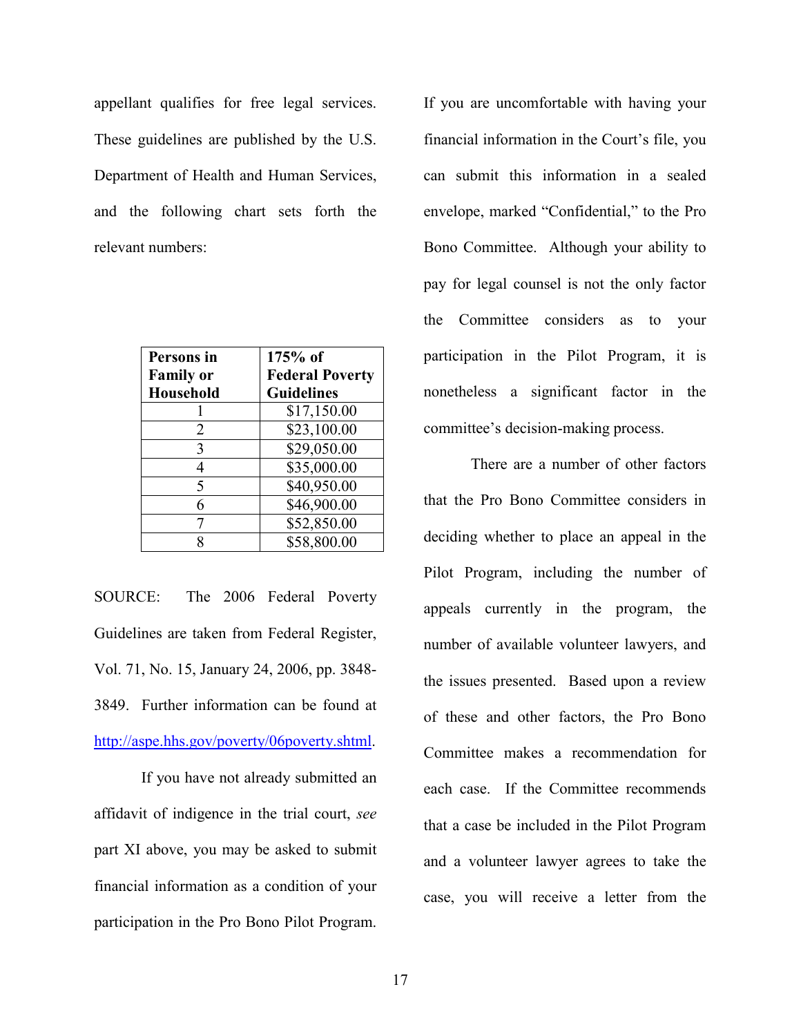appellant qualifies for free legal services. These guidelines are published by the U.S. Department of Health and Human Services, and the following chart sets forth the relevant numbers:

| **Persons in Family or Household** | **175% of Federal Poverty Guidelines** |
|---|---|
| 1 | $17,150.00 |
| 2 | $23,100.00 |
| 3 | $29,050.00 |
| 4 | $35,000.00 |
| 5 | $40,950.00 |
| 6 | $46,900.00 |
| 7 | $52,850.00 |
| 8 | $58,800.00 |

SOURCE: The 2006 Federal Poverty Guidelines are taken from Federal Register, Vol. 71, No. 15, January 24, 2006, pp. 3848-3849. Further information can be found at http://aspe.hhs.gov/poverty/06poverty.shtml.

If you have not already submitted an affidavit of indigence in the trial court, *see* part XI above, you may be asked to submit financial information as a condition of your participation in the Pro Bono Pilot Program. If you are uncomfortable with having your financial information in the Court's file, you can submit this information in a sealed envelope, marked "Confidential," to the Pro Bono Committee. Although your ability to pay for legal counsel is not the only factor the Committee considers as to your participation in the Pilot Program, it is nonetheless a significant factor in the committee's decision-making process.

There are a number of other factors that the Pro Bono Committee considers in deciding whether to place an appeal in the Pilot Program, including the number of appeals currently in the program, the number of available volunteer lawyers, and the issues presented. Based upon a review of these and other factors, the Pro Bono Committee makes a recommendation for each case. If the Committee recommends that a case be included in the Pilot Program and a volunteer lawyer agrees to take the case, you will receive a letter from the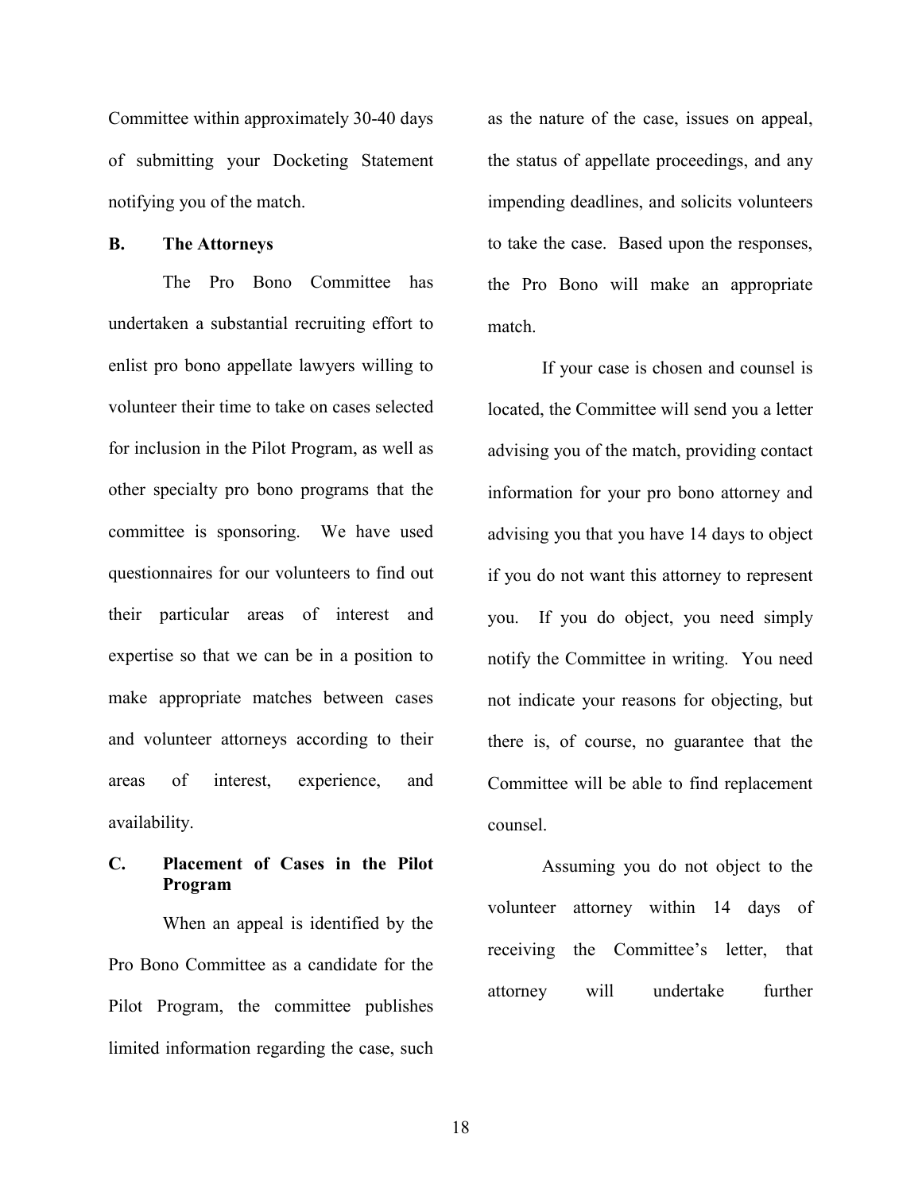Committee within approximately 30-40 days of submitting your Docketing Statement notifying you of the match.

**B. The Attorneys**

The Pro Bono Committee has undertaken a substantial recruiting effort to enlist pro bono appellate lawyers willing to volunteer their time to take on cases selected for inclusion in the Pilot Program, as well as other specialty pro bono programs that the committee is sponsoring. We have used questionnaires for our volunteers to find out their particular areas of interest and expertise so that we can be in a position to make appropriate matches between cases and volunteer attorneys according to their areas of interest, experience, and availability.

**C. Placement of Cases in the Pilot Program**

When an appeal is identified by the Pro Bono Committee as a candidate for the Pilot Program, the committee publishes limited information regarding the case, such as the nature of the case, issues on appeal, the status of appellate proceedings, and any impending deadlines, and solicits volunteers to take the case. Based upon the responses, the Pro Bono will make an appropriate match.

If your case is chosen and counsel is located, the Committee will send you a letter advising you of the match, providing contact information for your pro bono attorney and advising you that you have 14 days to object if you do not want this attorney to represent you. If you do object, you need simply notify the Committee in writing. You need not indicate your reasons for objecting, but there is, of course, no guarantee that the Committee will be able to find replacement counsel.

Assuming you do not object to the volunteer attorney within 14 days of receiving the Committee's letter, that attorney will undertake further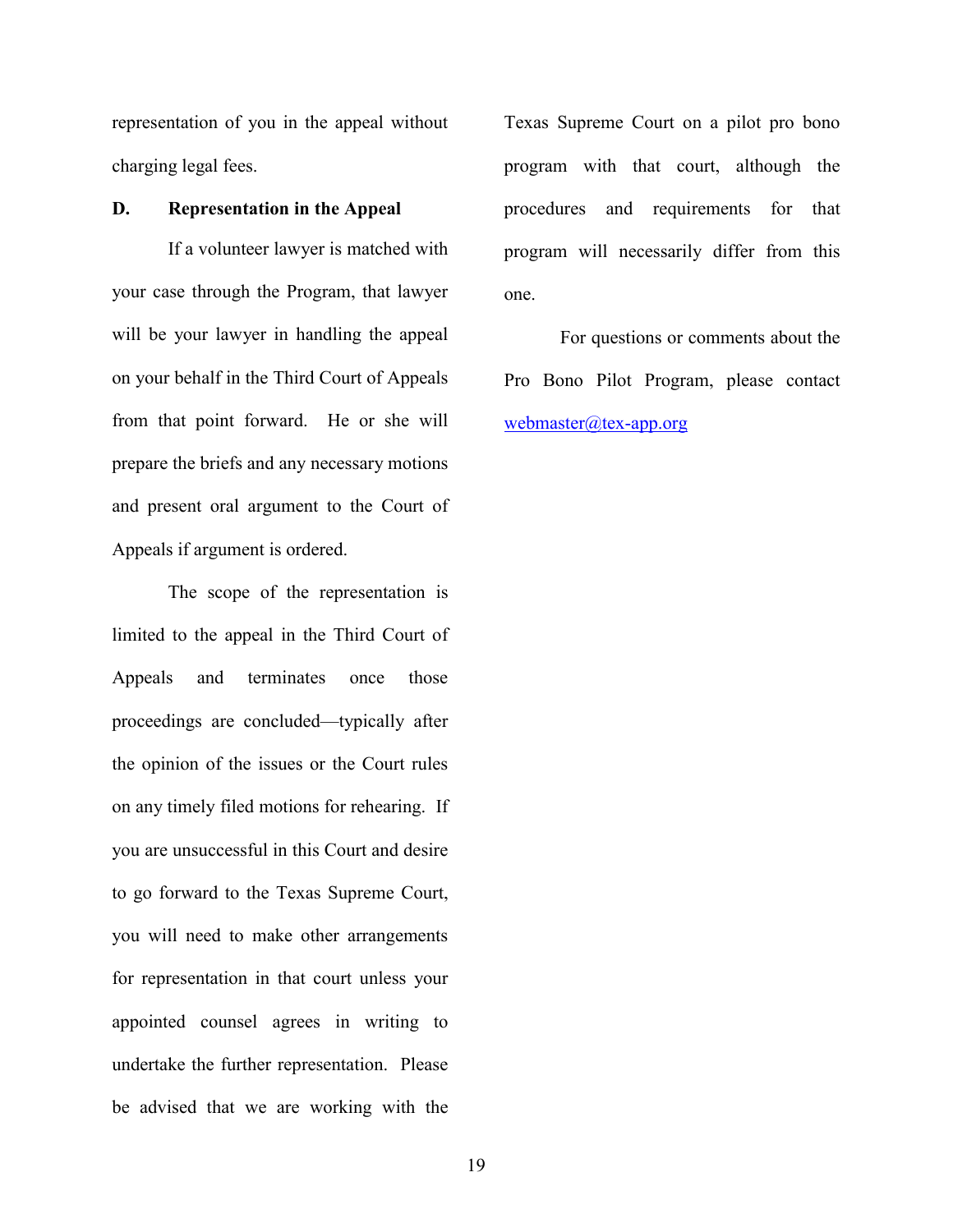representation of you in the appeal without charging legal fees.

**D. Representation in the Appeal**

If a volunteer lawyer is matched with your case through the Program, that lawyer will be your lawyer in handling the appeal on your behalf in the Third Court of Appeals from that point forward. He or she will prepare the briefs and any necessary motions and present oral argument to the Court of Appeals if argument is ordered.

The scope of the representation is limited to the appeal in the Third Court of Appeals and terminates once those proceedings are concluded—typically after the opinion of the issues or the Court rules on any timely filed motions for rehearing. If you are unsuccessful in this Court and desire to go forward to the Texas Supreme Court, you will need to make other arrangements for representation in that court unless your appointed counsel agrees in writing to undertake the further representation. Please be advised that we are working with the Texas Supreme Court on a pilot pro bono program with that court, although the procedures and requirements for that program will necessarily differ from this one.

For questions or comments about the Pro Bono Pilot Program, please contact [webmaster@tex-app.org](mailto:webmaster@tex-app.org)